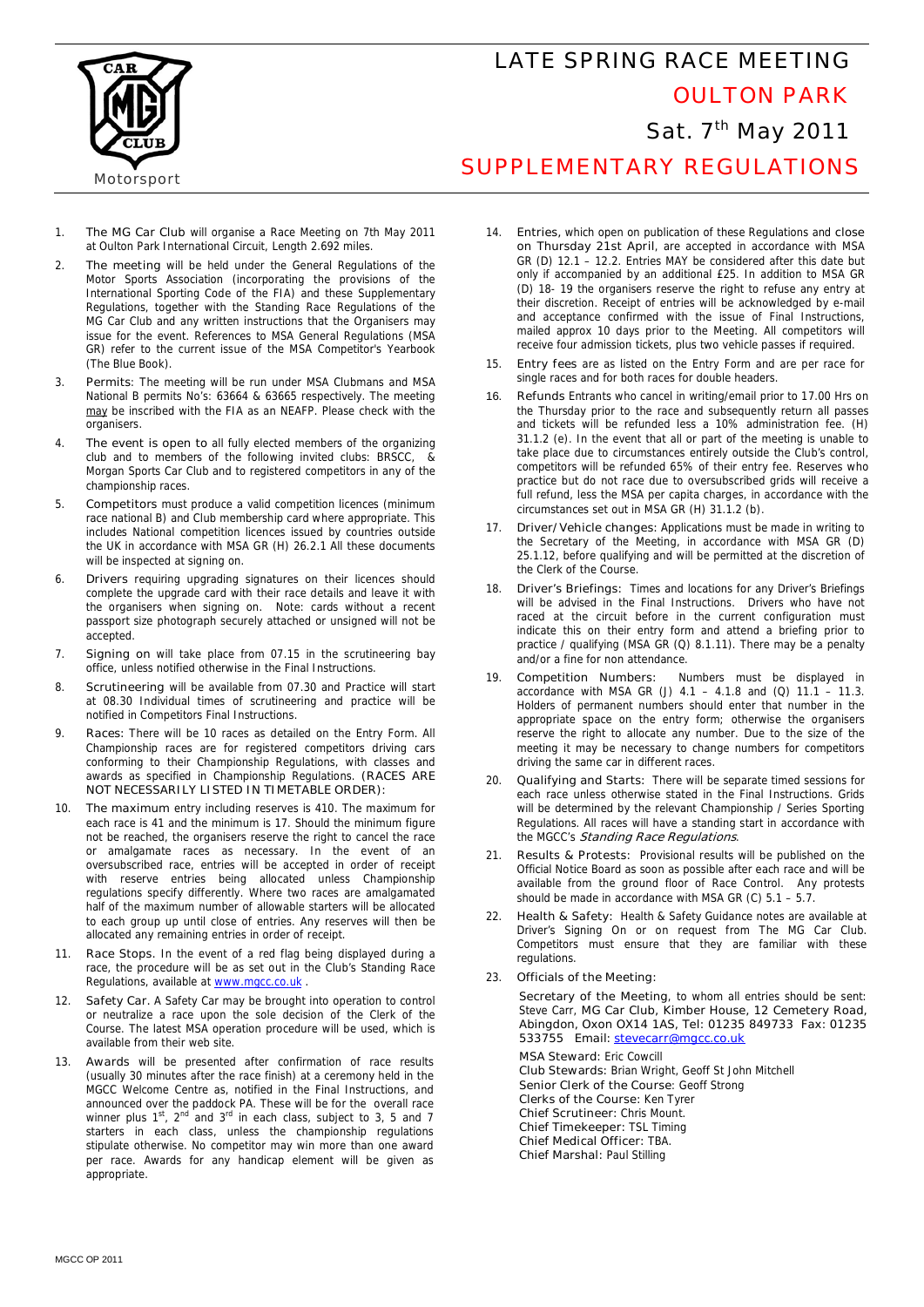Motorsport

# LATE SPRING RACE MEETING

## OULTON PARK

## Sat. 7th May 2011

## SUPPLEMENTARY REGULATIONS

1. The MG Car Club will organise a Race Meeting on 7th May 2011 at Oulton Park International Circuit, Length 2.692 miles.
2. The meeting will be held under the General Regulations of the Motor Sports Association (incorporating the provisions of the International Sporting Code of the FIA) and these Supplementary Regulations, together with the Standing Race Regulations of the MG Car Club and any written instructions that the Organisers may issue for the event. References to MSA General Regulations (MSA GR) refer to the current issue of the MSA Competitor's Yearbook (The Blue Book).
3. Permits: The meeting will be run under MSA Clubmans and MSA National B permits No's: 63664 & 63665 respectively. The meeting may be inscribed with the FIA as an NEAFP. Please check with the organisers.
4. The event is open to all fully elected members of the organizing club and to members of the following invited clubs: BRSCC, & Morgan Sports Car Club and to registered competitors in any of the championship races.
5. Competitors must produce a valid competition licences (minimum race national B) and Club membership card where appropriate. This includes National competition licences issued by countries outside the UK in accordance with MSA GR (H) 26.2.1 All these documents will be inspected at signing on.
6. Drivers requiring upgrading signatures on their licences should complete the upgrade card with their race details and leave it with the organisers when signing on. Note: cards without a recent passport size photograph securely attached or unsigned will not be accepted.
7. Signing on will take place from 07.15 in the scrutineering bay office, unless notified otherwise in the Final Instructions.
8. Scrutineering will be available from 07.30 and Practice will start at 08.30 Individual times of scrutineering and practice will be notified in Competitors Final Instructions.
9. Races: There will be 10 races as detailed on the Entry Form. All Championship races are for registered competitors driving cars conforming to their Championship Regulations, with classes and awards as specified in Championship Regulations. (RACES ARE NOT NECESSARILY LISTED IN TIMETABLE ORDER):
10. The maximum entry including reserves is 410. The maximum for each race is 41 and the minimum is 17. Should the minimum figure not be reached, the organisers reserve the right to cancel the race or amalgamate races as necessary. In the event of an oversubscribed race, entries will be accepted in order of receipt with reserve entries being allocated unless Championship regulations specify differently. Where two races are amalgamated half of the maximum number of allowable starters will be allocated to each group up until close of entries. Any reserves will then be allocated any remaining entries in order of receipt.
11. Race Stops. In the event of a red flag being displayed during a race, the procedure will be as set out in the Club's Standing Race Regulations, available at www.mgcc.co.uk .
12. Safety Car. A Safety Car may be brought into operation to control or neutralize a race upon the sole decision of the Clerk of the Course. The latest MSA operation procedure will be used, which is available from their web site.
13. Awards will be presented after confirmation of race results (usually 30 minutes after the race finish) at a ceremony held in the MGCC Welcome Centre as, notified in the Final Instructions, and announced over the paddock PA. These will be for the overall race winner plus 1st, 2nd and 3rd in each class, subject to 3, 5 and 7 starters in each class, unless the championship regulations stipulate otherwise. No competitor may win more than one award per race. Awards for any handicap element will be given as appropriate.
14. Entries, which open on publication of these Regulations and close on Thursday 21st April, are accepted in accordance with MSA GR (D) 12.1 – 12.2. Entries MAY be considered after this date but only if accompanied by an additional £25. In addition to MSA GR (D) 18- 19 the organisers reserve the right to refuse any entry at their discretion. Receipt of entries will be acknowledged by e-mail and acceptance confirmed with the issue of Final Instructions, mailed approx 10 days prior to the Meeting. All competitors will receive four admission tickets, plus two vehicle passes if required.
15. Entry fees are as listed on the Entry Form and are per race for single races and for both races for double headers.
16. Refunds Entrants who cancel in writing/email prior to 17.00 Hrs on the Thursday prior to the race and subsequently return all passes and tickets will be refunded less a 10% administration fee. (H) 31.1.2 (e). In the event that all or part of the meeting is unable to take place due to circumstances entirely outside the Club's control, competitors will be refunded 65% of their entry fee. Reserves who practice but do not race due to oversubscribed grids will receive a full refund, less the MSA per capita charges, in accordance with the circumstances set out in MSA GR (H) 31.1.2 (b).
17. Driver/Vehicle changes: Applications must be made in writing to the Secretary of the Meeting, in accordance with MSA GR (D) 25.1.12, before qualifying and will be permitted at the discretion of the Clerk of the Course.
18. Driver's Briefings: Times and locations for any Driver's Briefings will be advised in the Final Instructions. Drivers who have not raced at the circuit before in the current configuration must indicate this on their entry form and attend a briefing prior to practice / qualifying (MSA GR (Q) 8.1.11). There may be a penalty and/or a fine for non attendance.
19. Competition Numbers: Numbers must be displayed in accordance with MSA GR (J) 4.1 – 4.1.8 and (Q) 11.1 – 11.3. Holders of permanent numbers should enter that number in the appropriate space on the entry form; otherwise the organisers reserve the right to allocate any number. Due to the size of the meeting it may be necessary to change numbers for competitors driving the same car in different races.
20. Qualifying and Starts: There will be separate timed sessions for each race unless otherwise stated in the Final Instructions. Grids will be determined by the relevant Championship / Series Sporting Regulations. All races will have a standing start in accordance with the MGCC's *Standing Race Regulations*.
21. Results & Protests: Provisional results will be published on the Official Notice Board as soon as possible after each race and will be available from the ground floor of Race Control. Any protests should be made in accordance with MSA GR (C) 5.1 – 5.7.
22. Health & Safety: Health & Safety Guidance notes are available at Driver's Signing On or on request from The MG Car Club. Competitors must ensure that they are familiar with these regulations.
23. Officials of the Meeting:

    Secretary of the Meeting, to whom all entries should be sent: Steve Carr, MG Car Club, Kimber House, 12 Cemetery Road, Abingdon, Oxon OX14 1AS, Tel: 01235 849733 Fax: 01235 533755 Email: stevecarr@mgcc.co.uk

    MSA Steward: Eric Cowcill
    Club Stewards: Brian Wright, Geoff St John Mitchell
    Senior Clerk of the Course: Geoff Strong
    Clerks of the Course: Ken Tyrer
    Chief Scrutineer: Chris Mount.
    Chief Timekeeper: TSL Timing
    Chief Medical Officer: TBA.
    Chief Marshal: Paul Stilling

MGCC OP 2011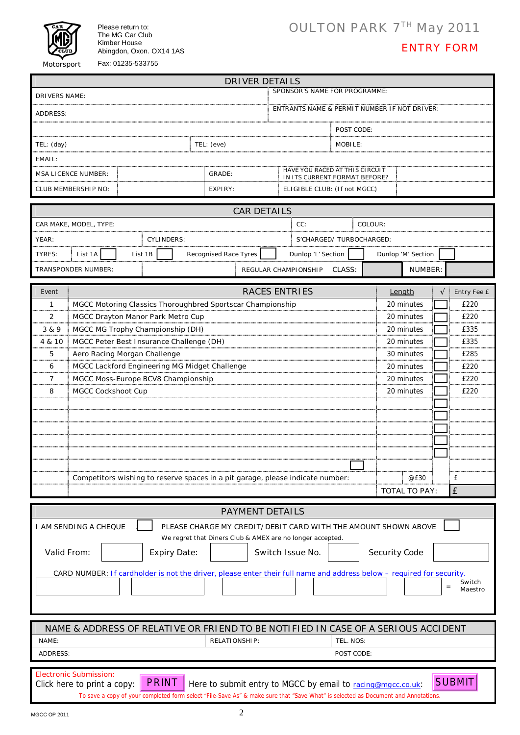Please return to:
The MG Car Club
Kimber House
Abingdon, Oxon. OX14 1AS

Fax: 01235-533755

Motorsport

# OULTON PARK 7TH May 2011

## ENTRY FORM

## DRIVER DETAILS

| | | | |
|---|---|---|---|
| DRIVERS NAME: | | SPONSOR'S NAME FOR PROGRAMME: | |
| ADDRESS: | | ENTRANTS NAME & PERMIT NUMBER IF NOT DRIVER: | |
| | | POST CODE: | |
| TEL: (day) | TEL: (eve) | MOBILE: | |
| EMAIL: | | | |
| MSA LICENCE NUMBER: | GRADE: | HAVE YOU RACED AT THIS CIRCUIT IN ITS CURRENT FORMAT BEFORE? | |
| CLUB MEMBERSHIP NO: | EXPIRY: | ELIGIBLE CLUB: (If not MGCC) | |

## CAR DETAILS

| | | | |
|---|---|---|---|
| CAR MAKE, MODEL, TYPE: | | CC: | COLOUR: |
| YEAR: | CYLINDERS: | S'CHARGED/ TURBOCHARGED: | |
| TYRES: List 1A ☐ List 1B ☐ | Recognised Race Tyres ☐ | Dunlop 'L' Section ☐ | Dunlop 'M' Section ☐ |
| TRANSPONDER NUMBER: | REGULAR CHAMPIONSHIP CLASS: | | NUMBER: |

| Event | RACES ENTRIES | Length | √ | Entry Fee £ |
|---|---|---|---|---|
| 1 | MGCC Motoring Classics Thoroughbred Sportscar Championship | 20 minutes | ☐ | £220 |
| 2 | MGCC Drayton Manor Park Metro Cup | 20 minutes | ☐ | £220 |
| 3 & 9 | MGCC MG Trophy Championship (DH) | 20 minutes | ☐ | £335 |
| 4 & 10 | MGCC Peter Best Insurance Challenge (DH) | 20 minutes | ☐ | £335 |
| 5 | Aero Racing Morgan Challenge | 30 minutes | ☐ | £285 |
| 6 | MGCC Lackford Engineering MG Midget Challenge | 20 minutes | ☐ | £220 |
| 7 | MGCC Moss-Europe BCV8 Championship | 20 minutes | ☐ | £220 |
| 8 | MGCC Cockshoot Cup | 20 minutes | ☐ | £220 |
| | | | ☐ | |
| | | | ☐ | |
| | | | ☐ | |
| | | | ☐ | |
| | | | ☐ | |
| | ☐ | | | |
| | Competitors wishing to reserve spaces in a pit garage, please indicate number: | @£30 | | £ |
| | | TOTAL TO PAY: | | £ |

## PAYMENT DETAILS

I AM SENDING A CHEQUE ☐ PLEASE CHARGE MY CREDIT/DEBIT CARD WITH THE AMOUNT SHOWN ABOVE ☐

We regret that Diners Club & AMEX are no longer accepted.

Valid From: Expiry Date: Switch Issue No. Security Code

CARD NUMBER: If cardholder is not the driver, please enter their full name and address below – required for security.

= Switch Maestro

## NAME & ADDRESS OF RELATIVE OR FRIEND TO BE NOTIFIED IN CASE OF A SERIOUS ACCIDENT

| | | |
|---|---|---|
| NAME: | RELATIONSHIP: | TEL. NOS: |
| ADDRESS: | | POST CODE: |

Electronic Submission:
Click here to print a copy: PRINT Here to submit entry to MGCC by email to racing@mgcc.co.uk: SUBMIT

To save a copy of your completed form select "File-Save As" & make sure that "Save What" is selected as Document and Annotations.

MGCC OP 2011